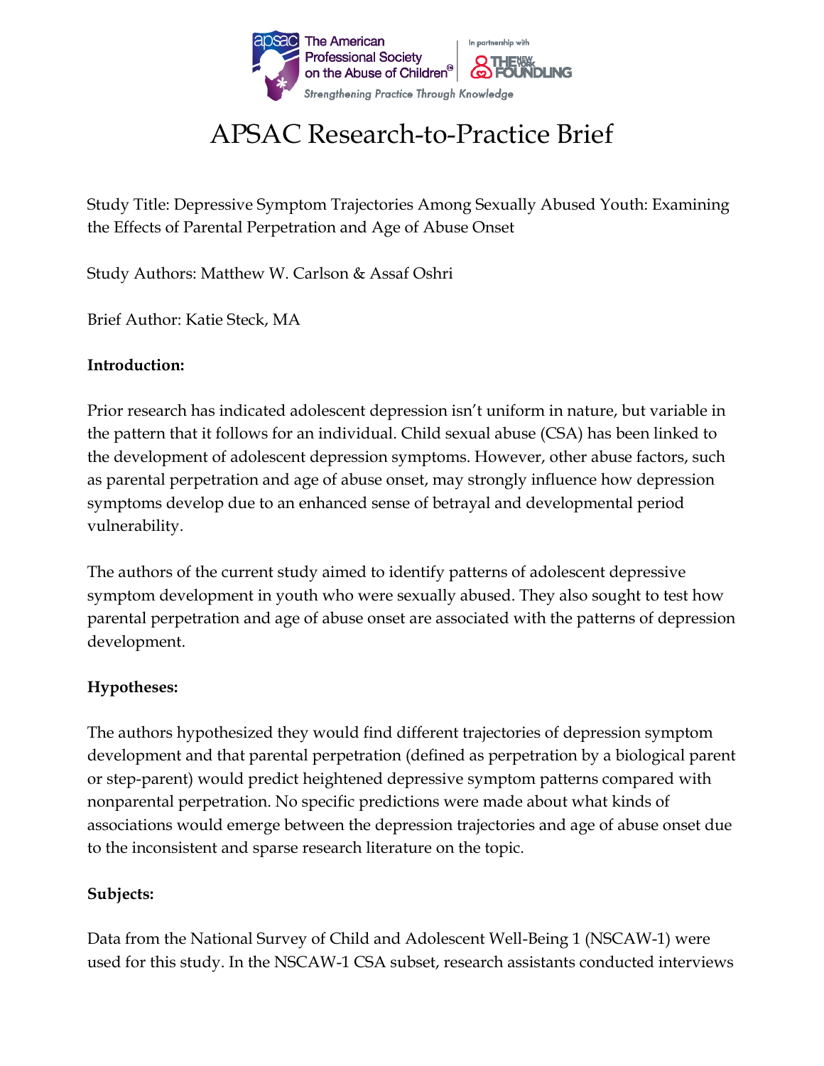# APSAC Research-to-Practice Brief

Study Title: Depressive Symptom Trajectories Among Sexually Abused Youth: Examining the Effects of Parental Perpetration and Age of Abuse Onset

Study Authors: Matthew W. Carlson & Assaf Oshri

Brief Author: Katie Steck, MA

**Introduction:**

Prior research has indicated adolescent depression isn't uniform in nature, but variable in the pattern that it follows for an individual. Child sexual abuse (CSA) has been linked to the development of adolescent depression symptoms. However, other abuse factors, such as parental perpetration and age of abuse onset, may strongly influence how depression symptoms develop due to an enhanced sense of betrayal and developmental period vulnerability.

The authors of the current study aimed to identify patterns of adolescent depressive symptom development in youth who were sexually abused. They also sought to test how parental perpetration and age of abuse onset are associated with the patterns of depression development.

**Hypotheses:**

The authors hypothesized they would find different trajectories of depression symptom development and that parental perpetration (defined as perpetration by a biological parent or step-parent) would predict heightened depressive symptom patterns compared with nonparental perpetration. No specific predictions were made about what kinds of associations would emerge between the depression trajectories and age of abuse onset due to the inconsistent and sparse research literature on the topic.

**Subjects:**

Data from the National Survey of Child and Adolescent Well-Being 1 (NSCAW-1) were used for this study. In the NSCAW-1 CSA subset, research assistants conducted interviews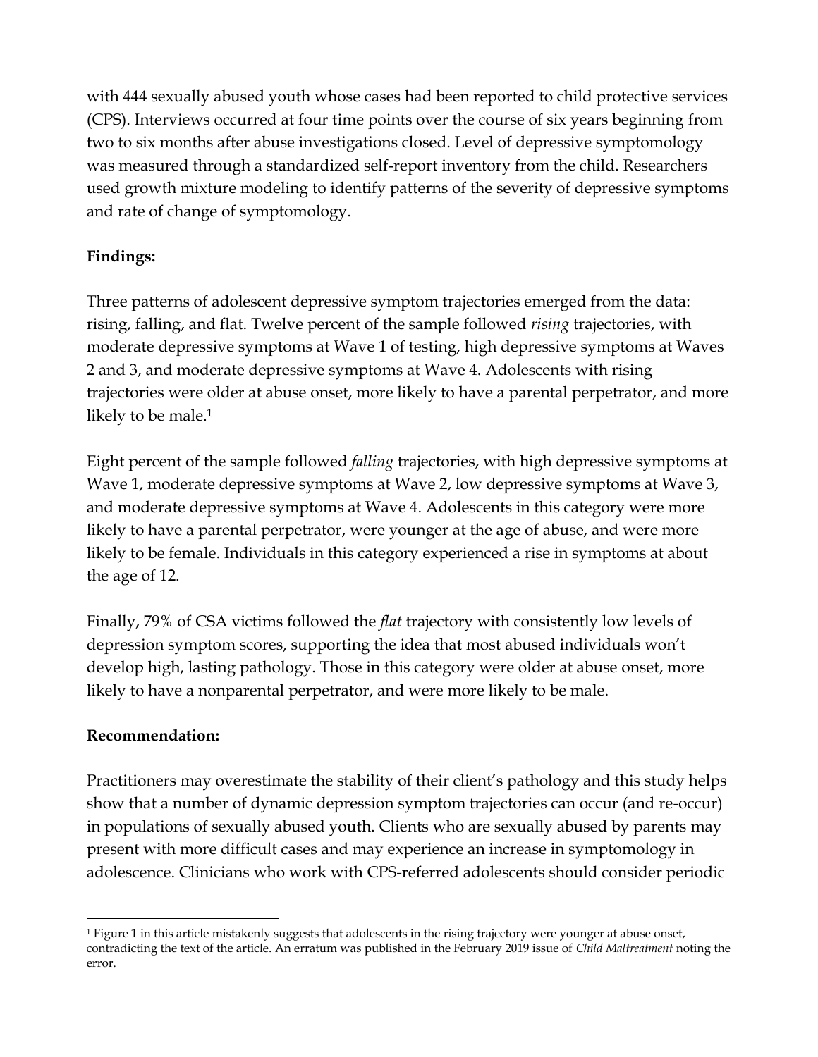with 444 sexually abused youth whose cases had been reported to child protective services (CPS). Interviews occurred at four time points over the course of six years beginning from two to six months after abuse investigations closed. Level of depressive symptomology was measured through a standardized self-report inventory from the child. Researchers used growth mixture modeling to identify patterns of the severity of depressive symptoms and rate of change of symptomology.

**Findings:**

Three patterns of adolescent depressive symptom trajectories emerged from the data: rising, falling, and flat. Twelve percent of the sample followed *rising* trajectories, with moderate depressive symptoms at Wave 1 of testing, high depressive symptoms at Waves 2 and 3, and moderate depressive symptoms at Wave 4. Adolescents with rising trajectories were older at abuse onset, more likely to have a parental perpetrator, and more likely to be male.[1]

Eight percent of the sample followed *falling* trajectories, with high depressive symptoms at Wave 1, moderate depressive symptoms at Wave 2, low depressive symptoms at Wave 3, and moderate depressive symptoms at Wave 4. Adolescents in this category were more likely to have a parental perpetrator, were younger at the age of abuse, and were more likely to be female. Individuals in this category experienced a rise in symptoms at about the age of 12.

Finally, 79% of CSA victims followed the *flat* trajectory with consistently low levels of depression symptom scores, supporting the idea that most abused individuals won't develop high, lasting pathology. Those in this category were older at abuse onset, more likely to have a nonparental perpetrator, and were more likely to be male.

**Recommendation:**

Practitioners may overestimate the stability of their client's pathology and this study helps show that a number of dynamic depression symptom trajectories can occur (and re-occur) in populations of sexually abused youth. Clients who are sexually abused by parents may present with more difficult cases and may experience an increase in symptomology in adolescence. Clinicians who work with CPS-referred adolescents should consider periodic

---

[1] Figure 1 in this article mistakenly suggests that adolescents in the rising trajectory were younger at abuse onset, contradicting the text of the article. An erratum was published in the February 2019 issue of *Child Maltreatment* noting the error.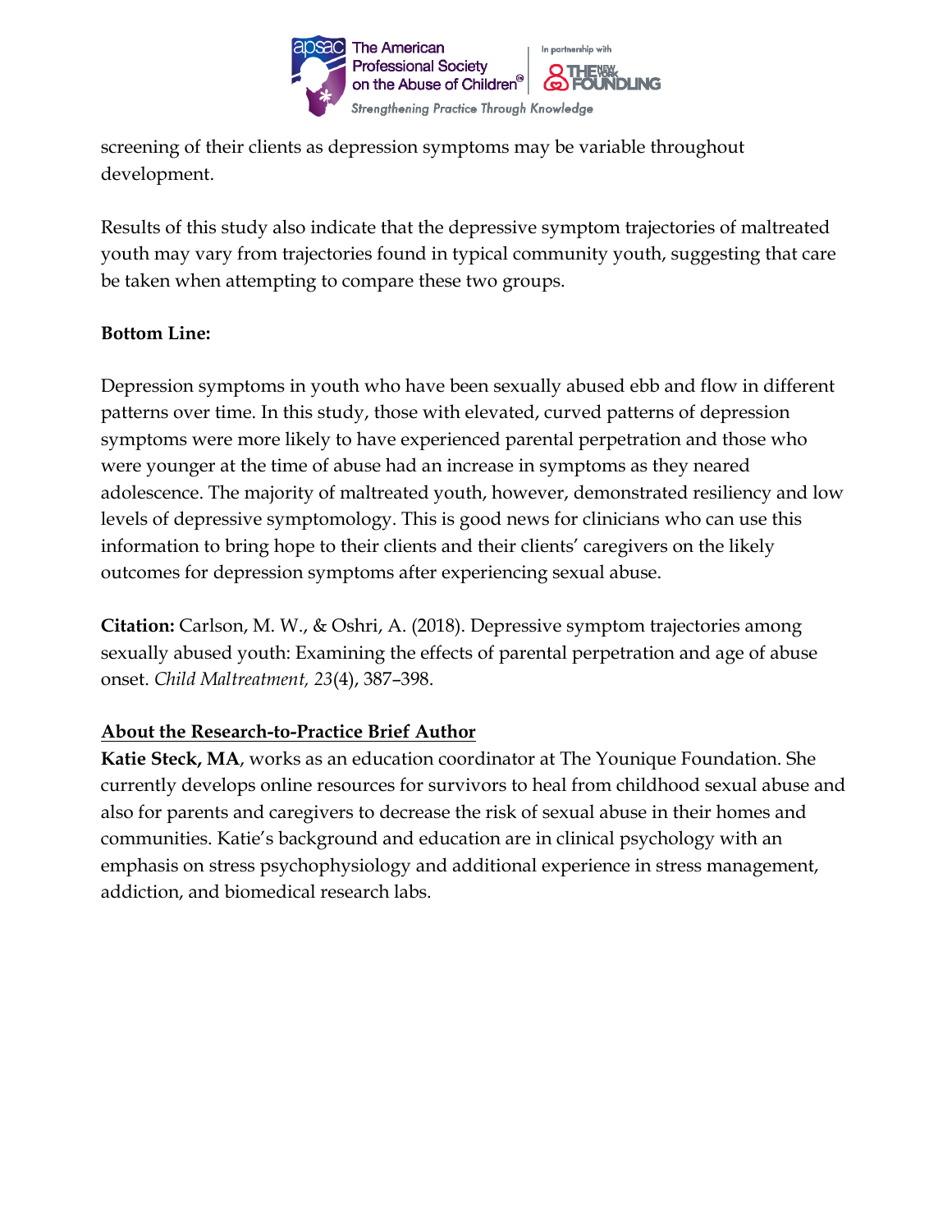screening of their clients as depression symptoms may be variable throughout development.

Results of this study also indicate that the depressive symptom trajectories of maltreated youth may vary from trajectories found in typical community youth, suggesting that care be taken when attempting to compare these two groups.

**Bottom Line:**

Depression symptoms in youth who have been sexually abused ebb and flow in different patterns over time. In this study, those with elevated, curved patterns of depression symptoms were more likely to have experienced parental perpetration and those who were younger at the time of abuse had an increase in symptoms as they neared adolescence. The majority of maltreated youth, however, demonstrated resiliency and low levels of depressive symptomology. This is good news for clinicians who can use this information to bring hope to their clients and their clients' caregivers on the likely outcomes for depression symptoms after experiencing sexual abuse.

**Citation:** Carlson, M. W., & Oshri, A. (2018). Depressive symptom trajectories among sexually abused youth: Examining the effects of parental perpetration and age of abuse onset. *Child Maltreatment, 23*(4), 387–398.

**About the Research-to-Practice Brief Author**

**Katie Steck, MA**, works as an education coordinator at The Younique Foundation. She currently develops online resources for survivors to heal from childhood sexual abuse and also for parents and caregivers to decrease the risk of sexual abuse in their homes and communities. Katie's background and education are in clinical psychology with an emphasis on stress psychophysiology and additional experience in stress management, addiction, and biomedical research labs.